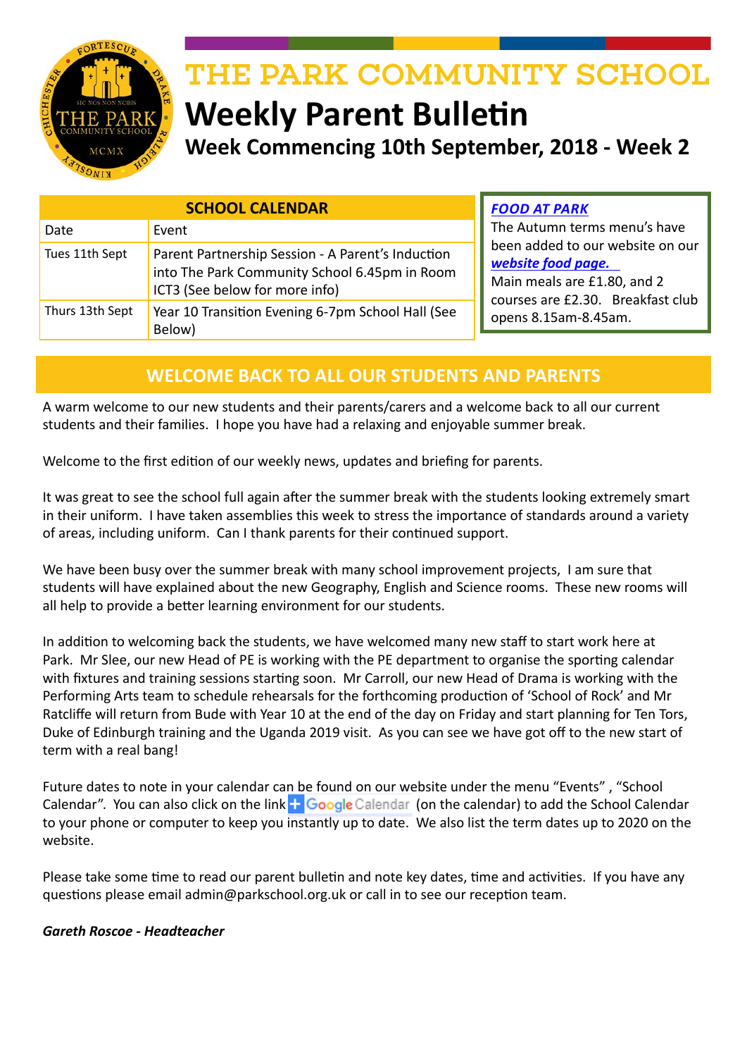# THE PARK COMMUNITY SCHOOL

## Weekly Parent Bulletin

### Week Commencing 10th September, 2018 - Week 2

| SCHOOL CALENDAR | |
|---|---|
| Date | Event |
| Tues 11th Sept | Parent Partnership Session - A Parent's Induction into The Park Community School 6.45pm in Room ICT3 (See below for more info) |
| Thurs 13th Sept | Year 10 Transition Evening 6-7pm School Hall (See Below) |

***FOOD AT PARK***

The Autumn terms menu's have been added to our website on our ***website food page.*** Main meals are £1.80, and 2 courses are £2.30. Breakfast club opens 8.15am-8.45am.

## WELCOME BACK TO ALL OUR STUDENTS AND PARENTS

A warm welcome to our new students and their parents/carers and a welcome back to all our current students and their families. I hope you have had a relaxing and enjoyable summer break.

Welcome to the first edition of our weekly news, updates and briefing for parents.

It was great to see the school full again after the summer break with the students looking extremely smart in their uniform. I have taken assemblies this week to stress the importance of standards around a variety of areas, including uniform. Can I thank parents for their continued support.

We have been busy over the summer break with many school improvement projects, I am sure that students will have explained about the new Geography, English and Science rooms. These new rooms will all help to provide a better learning environment for our students.

In addition to welcoming back the students, we have welcomed many new staff to start work here at Park. Mr Slee, our new Head of PE is working with the PE department to organise the sporting calendar with fixtures and training sessions starting soon. Mr Carroll, our new Head of Drama is working with the Performing Arts team to schedule rehearsals for the forthcoming production of 'School of Rock' and Mr Ratcliffe will return from Bude with Year 10 at the end of the day on Friday and start planning for Ten Tors, Duke of Edinburgh training and the Uganda 2019 visit. As you can see we have got off to the new start of term with a real bang!

Future dates to note in your calendar can be found on our website under the menu "Events" , "School Calendar". You can also click on the link + Google Calendar (on the calendar) to add the School Calendar to your phone or computer to keep you instantly up to date. We also list the term dates up to 2020 on the website.

Please take some time to read our parent bulletin and note key dates, time and activities. If you have any questions please email admin@parkschool.org.uk or call in to see our reception team.

***Gareth Roscoe - Headteacher***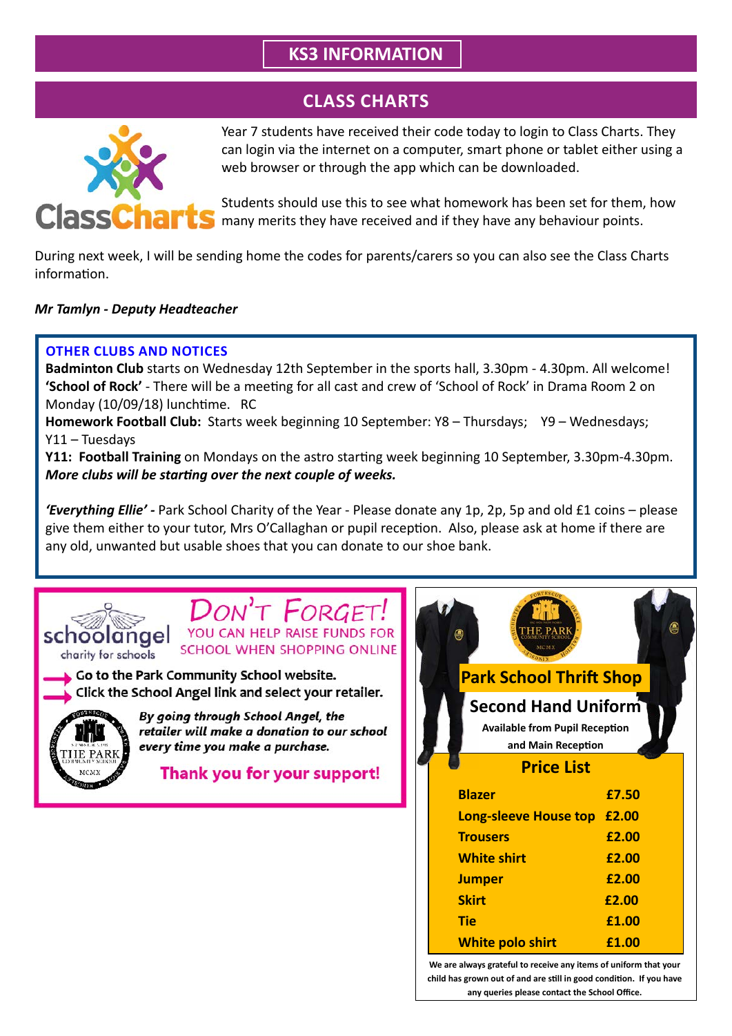# KS3 INFORMATION

## CLASS CHARTS

Year 7 students have received their code today to login to Class Charts. They can login via the internet on a computer, smart phone or tablet either using a web browser or through the app which can be downloaded.

Students should use this to see what homework has been set for them, how many merits they have received and if they have any behaviour points.

During next week, I will be sending home the codes for parents/carers so you can also see the Class Charts information.

***Mr Tamlyn - Deputy Headteacher***

### OTHER CLUBS AND NOTICES

**Badminton Club** starts on Wednesday 12th September in the sports hall, 3.30pm - 4.30pm. All welcome!
**'School of Rock'** - There will be a meeting for all cast and crew of 'School of Rock' in Drama Room 2 on Monday (10/09/18) lunchtime. RC
**Homework Football Club:** Starts week beginning 10 September: Y8 – Thursdays; Y9 – Wednesdays; Y11 – Tuesdays
**Y11: Football Training** on Mondays on the astro starting week beginning 10 September, 3.30pm-4.30pm.
***More clubs will be starting over the next couple of weeks.***

***'Everything Ellie'* -** Park School Charity of the Year - Please donate any 1p, 2p, 5p and old £1 coins – please give them either to your tutor, Mrs O'Callaghan or pupil reception. Also, please ask at home if there are any old, unwanted but usable shoes that you can donate to our shoe bank.

### DON'T FORGET!

schoolangel – charity for schools

YOU CAN HELP RAISE FUNDS FOR SCHOOL WHEN SHOPPING ONLINE

- Go to the Park Community School website.
- Click the School Angel link and select your retailer.

***By going through School Angel, the retailer will make a donation to our school every time you make a purchase.***

**Thank you for your support!**

### Park School Thrift Shop

**Second Hand Uniform**

**Available from Pupil Reception and Main Reception**

**Price List**

| Item | Price |
|---|---|
| Blazer | £7.50 |
| Long-sleeve House top | £2.00 |
| Trousers | £2.00 |
| White shirt | £2.00 |
| Jumper | £2.00 |
| Skirt | £2.00 |
| Tie | £1.00 |
| White polo shirt | £1.00 |

**We are always grateful to receive any items of uniform that your child has grown out of and are still in good condition. If you have any queries please contact the School Office.**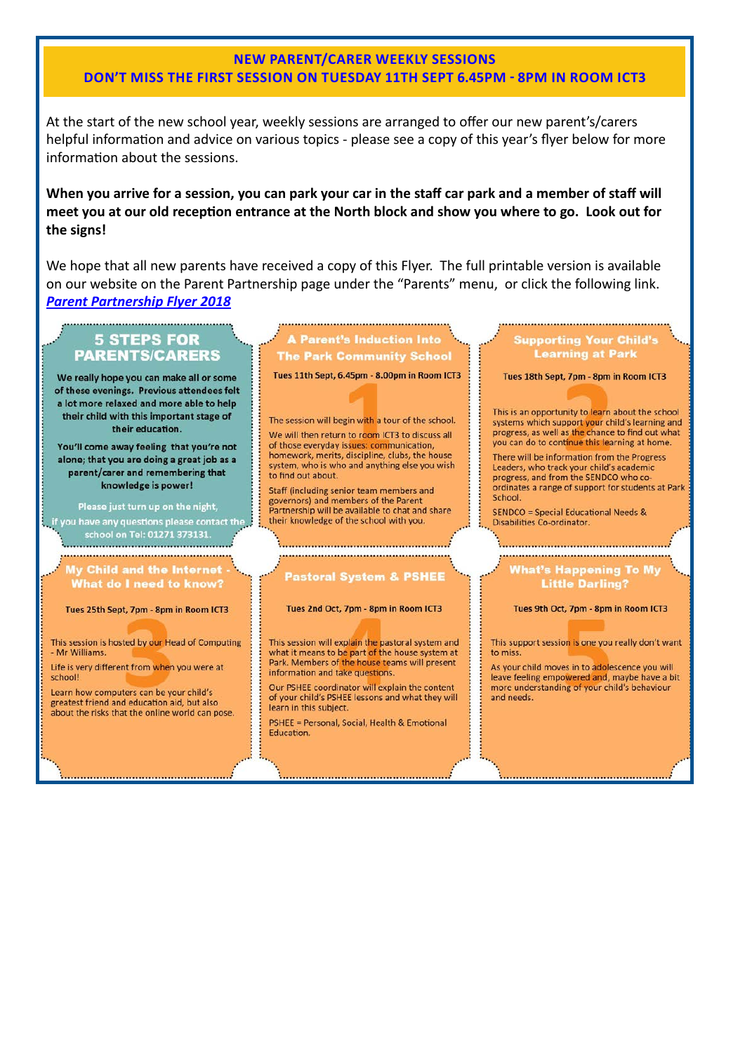## NEW PARENT/CARER WEEKLY SESSIONS

## DON'T MISS THE FIRST SESSION ON TUESDAY 11TH SEPT 6.45PM - 8PM IN ROOM ICT3

At the start of the new school year, weekly sessions are arranged to offer our new parent's/carers helpful information and advice on various topics - please see a copy of this year's flyer below for more information about the sessions.

**When you arrive for a session, you can park your car in the staff car park and a member of staff will meet you at our old reception entrance at the North block and show you where to go. Look out for the signs!**

We hope that all new parents have received a copy of this Flyer. The full printable version is available on our website on the Parent Partnership page under the "Parents" menu, or click the following link. ***Parent Partnership Flyer 2018***

### 5 STEPS FOR PARENTS/CARERS

**We really hope you can make all or some of these evenings. Previous attendees felt a lot more relaxed and more able to help their child with this important stage of their education.**

**You'll come away feeling that you're not alone; that you are doing a great job as a parent/carer and remembering that knowledge is power!**

**Please just turn up on the night, if you have any questions please contact the school on Tel: 01271 373131.**

### 1. A Parent's Induction Into The Park Community School

**Tues 11th Sept, 6.45pm - 8.00pm in Room ICT3**

The session will begin with a tour of the school.

We will then return to room ICT3 to discuss all of those everyday issues: communication, homework, merits, discipline, clubs, the house system, who is who and anything else you wish to find out about.

Staff (including senior team members and governors) and members of the Parent Partnership will be available to chat and share their knowledge of the school with you.

### 2. Supporting Your Child's Learning at Park

**Tues 18th Sept, 7pm - 8pm in Room ICT3**

This is an opportunity to learn about the school systems which support your child's learning and progress, as well as the chance to find out what you can do to continue this learning at home.

There will be information from the Progress Leaders, who track your child's academic progress, and from the SENDCO who co-ordinates a range of support for students at Park School.

SENDCO = Special Educational Needs & Disabilities Co-ordinator.

### 3. My Child and the Internet - What do I need to know?

**Tues 25th Sept, 7pm - 8pm in Room ICT3**

This session is hosted by our Head of Computing - Mr Williams.

Life is very different from when you were at school!

Learn how computers can be your child's greatest friend and education aid, but also about the risks that the online world can pose.

### 4. Pastoral System & PSHEE

**Tues 2nd Oct, 7pm - 8pm in Room ICT3**

This session will explain the pastoral system and what it means to be part of the house system at Park. Members of the house teams will present information and take questions.

Our PSHEE coordinator will explain the content of your child's PSHEE lessons and what they will learn in this subject.

PSHEE = Personal, Social, Health & Emotional Education.

### 5. What's Happening To My Little Darling?

**Tues 9th Oct, 7pm - 8pm in Room ICT3**

This support session is one you really don't want to miss.

As your child moves in to adolescence you will leave feeling empowered and, maybe have a bit more understanding of your child's behaviour and needs.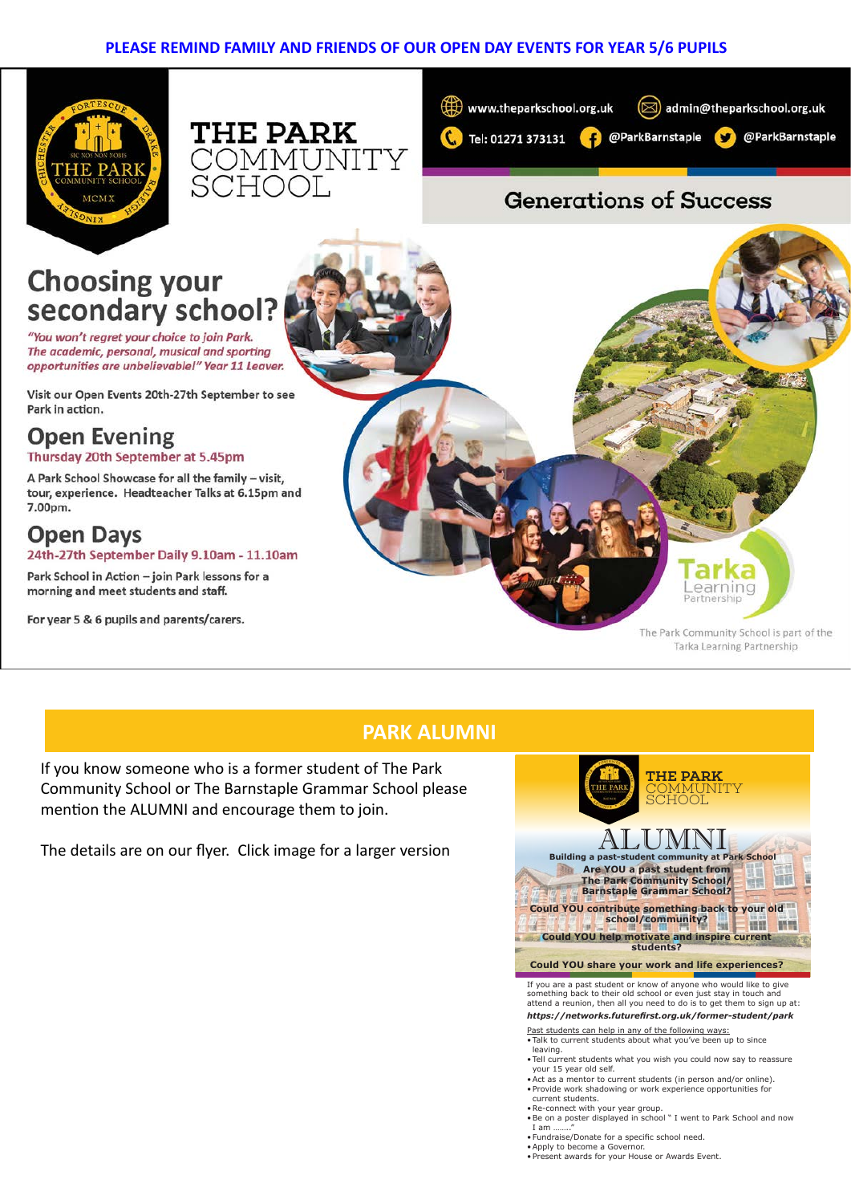**PLEASE REMIND FAMILY AND FRIENDS OF OUR OPEN DAY EVENTS FOR YEAR 5/6 PUPILS**

# THE PARK COMMUNITY SCHOOL

www.theparkschool.org.uk | admin@theparkschool.org.uk

Tel: 01271 373131 | @ParkBarnstaple | @ParkBarnstaple

**Generations of Success**

## Choosing your secondary school?

*"You won't regret your choice to join Park. The academic, personal, musical and sporting opportunities are unbelievable!" Year 11 Leaver.*

Visit our Open Events 20th-27th September to see Park in action.

### Open Evening

**Thursday 20th September at 5.45pm**

A Park School Showcase for all the family – visit, tour, experience. Headteacher Talks at 6.15pm and 7.00pm.

### Open Days

**24th-27th September Daily 9.10am - 11.10am**

Park School in Action – join Park lessons for a morning and meet students and staff.

For year 5 & 6 pupils and parents/carers.

Tarka Learning Partnership

The Park Community School is part of the Tarka Learning Partnership

## PARK ALUMNI

If you know someone who is a former student of The Park Community School or The Barnstaple Grammar School please mention the ALUMNI and encourage them to join.

The details are on our flyer. Click image for a larger version

### THE PARK COMMUNITY SCHOOL ALUMNI

**Building a past-student community at Park School**

**Are YOU a past student from The Park Community School/ Barnstaple Grammar School?**

**Could YOU contribute something back to your old school/community?**

**Could YOU help motivate and inspire current students?**

**Could YOU share your work and life experiences?**

If you are a past student or know of anyone who would like to give something back to their old school or even just stay in touch and attend a reunion, then all you need to do is to get them to sign up at: ***https://networks.futurefirst.org.uk/former-student/park***

Past students can help in any of the following ways:

- Talk to current students about what you've been up to since leaving.
- Tell current students what you wish you could now say to reassure your 15 year old self.
- Act as a mentor to current students (in person and/or online).
- Provide work shadowing or work experience opportunities for current students.
- Re-connect with your year group.
- Be on a poster displayed in school " I went to Park School and now I am ……."
- Fundraise/Donate for a specific school need.
- Apply to become a Governor.
- Present awards for your House or Awards Event.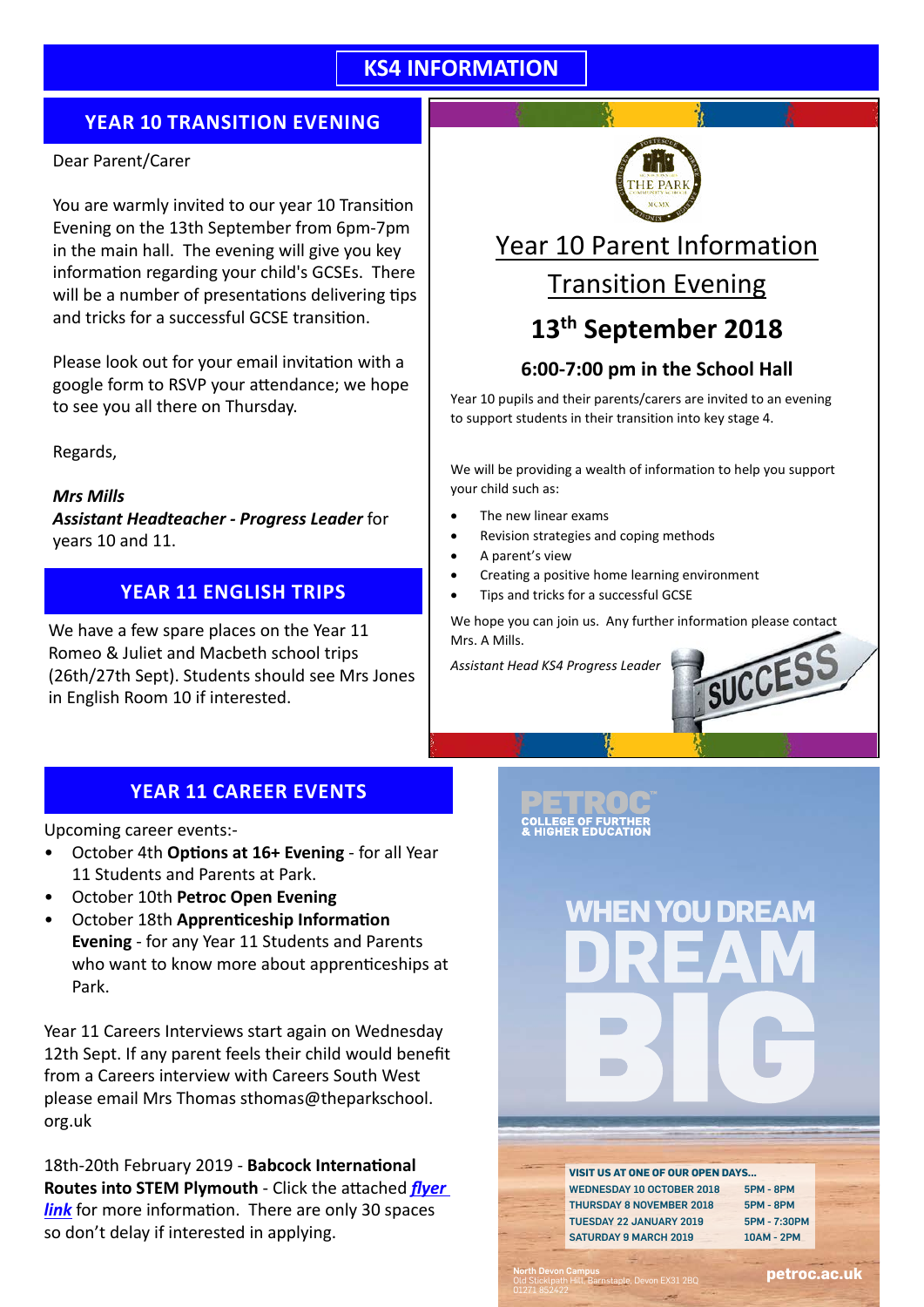# KS4 INFORMATION

## YEAR 10 TRANSITION EVENING

Dear Parent/Carer

You are warmly invited to our year 10 Transition Evening on the 13th September from 6pm-7pm in the main hall. The evening will give you key information regarding your child's GCSEs. There will be a number of presentations delivering tips and tricks for a successful GCSE transition.

Please look out for your email invitation with a google form to RSVP your attendance; we hope to see you all there on Thursday.

Regards,

***Mrs Mills***
***Assistant Headteacher - Progress Leader*** for years 10 and 11.

## YEAR 11 ENGLISH TRIPS

We have a few spare places on the Year 11 Romeo & Juliet and Macbeth school trips (26th/27th Sept). Students should see Mrs Jones in English Room 10 if interested.

THE PARK

## Year 10 Parent Information Transition Evening

### 13th September 2018

#### 6:00-7:00 pm in the School Hall

Year 10 pupils and their parents/carers are invited to an evening to support students in their transition into key stage 4.

We will be providing a wealth of information to help you support your child such as:

- The new linear exams
- Revision strategies and coping methods
- A parent's view
- Creating a positive home learning environment
- Tips and tricks for a successful GCSE

We hope you can join us. Any further information please contact Mrs. A Mills.

*Assistant Head KS4 Progress Leader*

SUCCESS

## YEAR 11 CAREER EVENTS

Upcoming career events:-

- October 4th **Options at 16+ Evening** - for all Year 11 Students and Parents at Park.
- October 10th **Petroc Open Evening**
- October 18th **Apprenticeship Information Evening** - for any Year 11 Students and Parents who want to know more about apprenticeships at Park.

Year 11 Careers Interviews start again on Wednesday 12th Sept. If any parent feels their child would benefit from a Careers interview with Careers South West please email Mrs Thomas sthomas@theparkschool.org.uk

18th-20th February 2019 - **Babcock International Routes into STEM Plymouth** - Click the attached ***flyer link*** for more information. There are only 30 spaces so don't delay if interested in applying.

PETROC™
COLLEGE OF FURTHER & HIGHER EDUCATION

WHEN YOU DREAM
DREAM
BIG

VISIT US AT ONE OF OUR OPEN DAYS...

| | |
|---|---|
| WEDNESDAY 10 OCTOBER 2018 | 5PM - 8PM |
| THURSDAY 8 NOVEMBER 2018 | 5PM - 8PM |
| TUESDAY 22 JANUARY 2019 | 5PM - 7:30PM |
| SATURDAY 9 MARCH 2019 | 10AM - 2PM |

North Devon Campus
Old Sticklepath Hill, Barnstaple, Devon EX31 2BQ
01271 852422

petroc.ac.uk